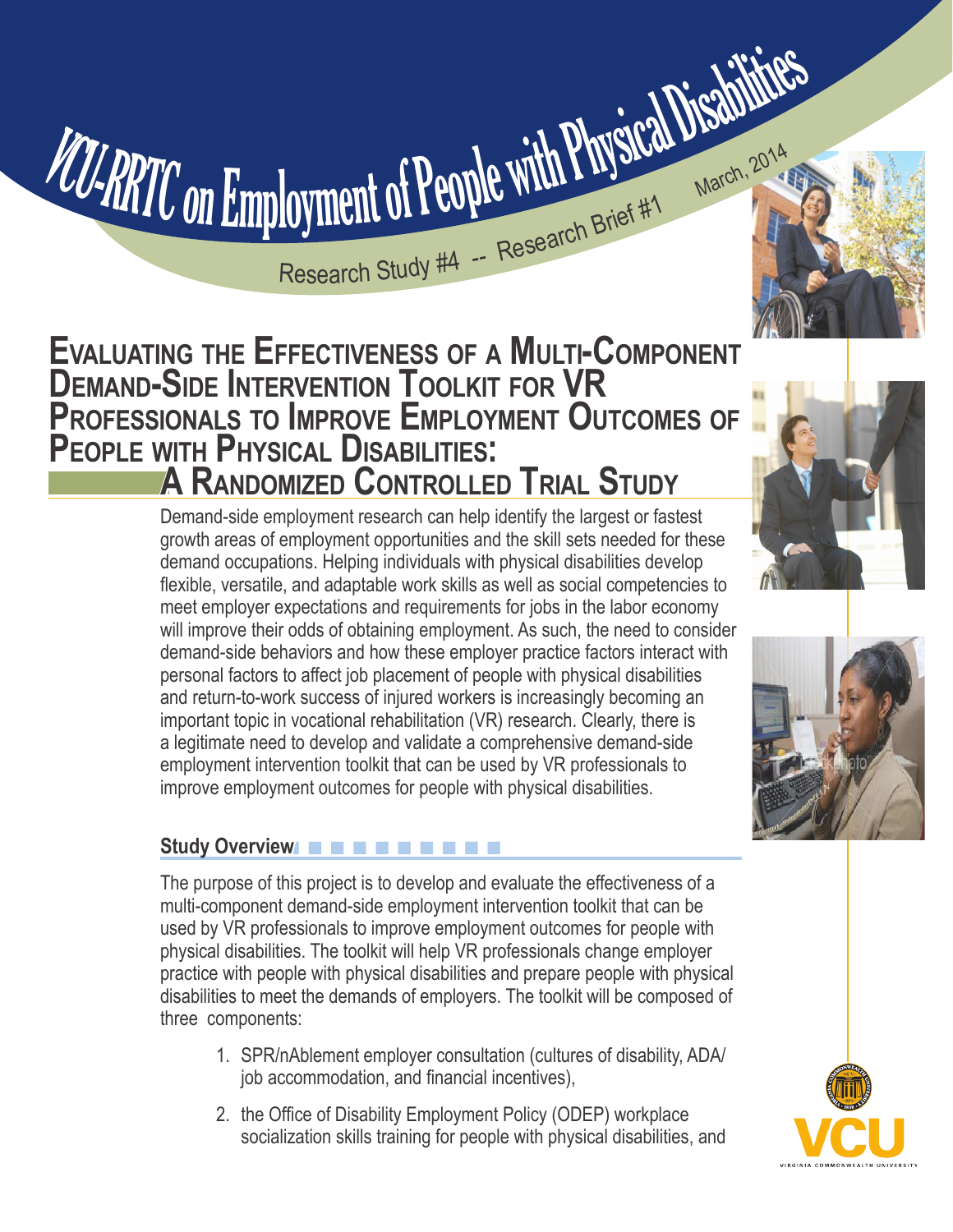# VCU-RRTC on Employment of People with Physical Disabilities

Research Study #4 -- Research Brief #1

March, 2014

## Evaluating the Effectiveness of a Multi-Component Demand-Side Intervention Toolkit for VR Professionals to Improve Employment Outcomes of People with Physical Disabilities: A Randomized Controlled Trial Study

Demand-side employment research can help identify the largest or fastest growth areas of employment opportunities and the skill sets needed for these demand occupations. Helping individuals with physical disabilities develop flexible, versatile, and adaptable work skills as well as social competencies to meet employer expectations and requirements for jobs in the labor economy will improve their odds of obtaining employment. As such, the need to consider demand-side behaviors and how these employer practice factors interact with personal factors to affect job placement of people with physical disabilities and return-to-work success of injured workers is increasingly becoming an important topic in vocational rehabilitation (VR) research. Clearly, there is a legitimate need to develop and validate a comprehensive demand-side employment intervention toolkit that can be used by VR professionals to improve employment outcomes for people with physical disabilities.

### Study Overview

The purpose of this project is to develop and evaluate the effectiveness of a multi-component demand-side employment intervention toolkit that can be used by VR professionals to improve employment outcomes for people with physical disabilities. The toolkit will help VR professionals change employer practice with people with physical disabilities and prepare people with physical disabilities to meet the demands of employers. The toolkit will be composed of three components:

1. SPR/nAblement employer consultation (cultures of disability, ADA/ job accommodation, and financial incentives),
2. the Office of Disability Employment Policy (ODEP) workplace socialization skills training for people with physical disabilities, and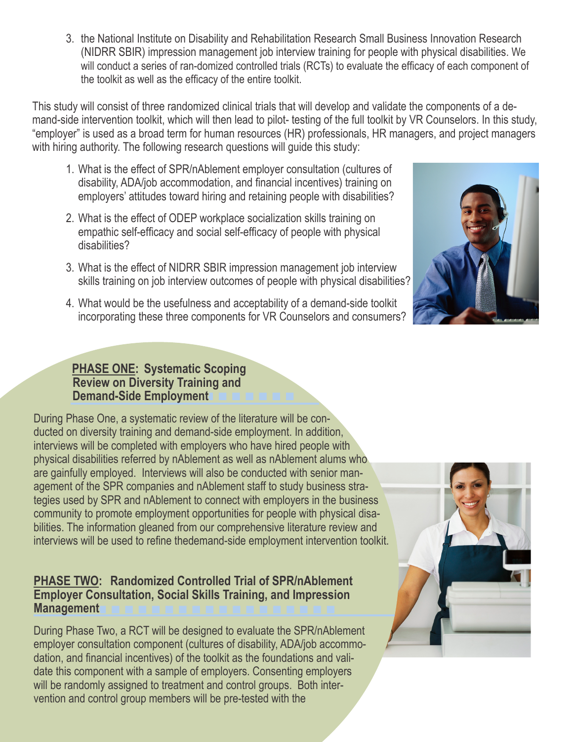3. the National Institute on Disability and Rehabilitation Research Small Business Innovation Research (NIDRR SBIR) impression management job interview training for people with physical disabilities. We will conduct a series of ran-domized controlled trials (RCTs) to evaluate the efficacy of each component of the toolkit as well as the efficacy of the entire toolkit.

This study will consist of three randomized clinical trials that will develop and validate the components of a demand-side intervention toolkit, which will then lead to pilot- testing of the full toolkit by VR Counselors. In this study, "employer" is used as a broad term for human resources (HR) professionals, HR managers, and project managers with hiring authority. The following research questions will guide this study:

1. What is the effect of SPR/nAblement employer consultation (cultures of disability, ADA/job accommodation, and financial incentives) training on employers' attitudes toward hiring and retaining people with disabilities?
2. What is the effect of ODEP workplace socialization skills training on empathic self-efficacy and social self-efficacy of people with physical disabilities?
3. What is the effect of NIDRR SBIR impression management job interview skills training on job interview outcomes of people with physical disabilities?
4. What would be the usefulness and acceptability of a demand-side toolkit incorporating these three components for VR Counselors and consumers?

## PHASE ONE: Systematic Scoping Review on Diversity Training and Demand-Side Employment

During Phase One, a systematic review of the literature will be conducted on diversity training and demand-side employment. In addition, interviews will be completed with employers who have hired people with physical disabilities referred by nAblement as well as nAblement alums who are gainfully employed. Interviews will also be conducted with senior management of the SPR companies and nAblement staff to study business strategies used by SPR and nAblement to connect with employers in the business community to promote employment opportunities for people with physical disabilities. The information gleaned from our comprehensive literature review and interviews will be used to refine thedemand-side employment intervention toolkit.

## PHASE TWO: Randomized Controlled Trial of SPR/nAblement Employer Consultation, Social Skills Training, and Impression Management

During Phase Two, a RCT will be designed to evaluate the SPR/nAblement employer consultation component (cultures of disability, ADA/job accommodation, and financial incentives) of the toolkit as the foundations and validate this component with a sample of employers. Consenting employers will be randomly assigned to treatment and control groups. Both intervention and control group members will be pre-tested with the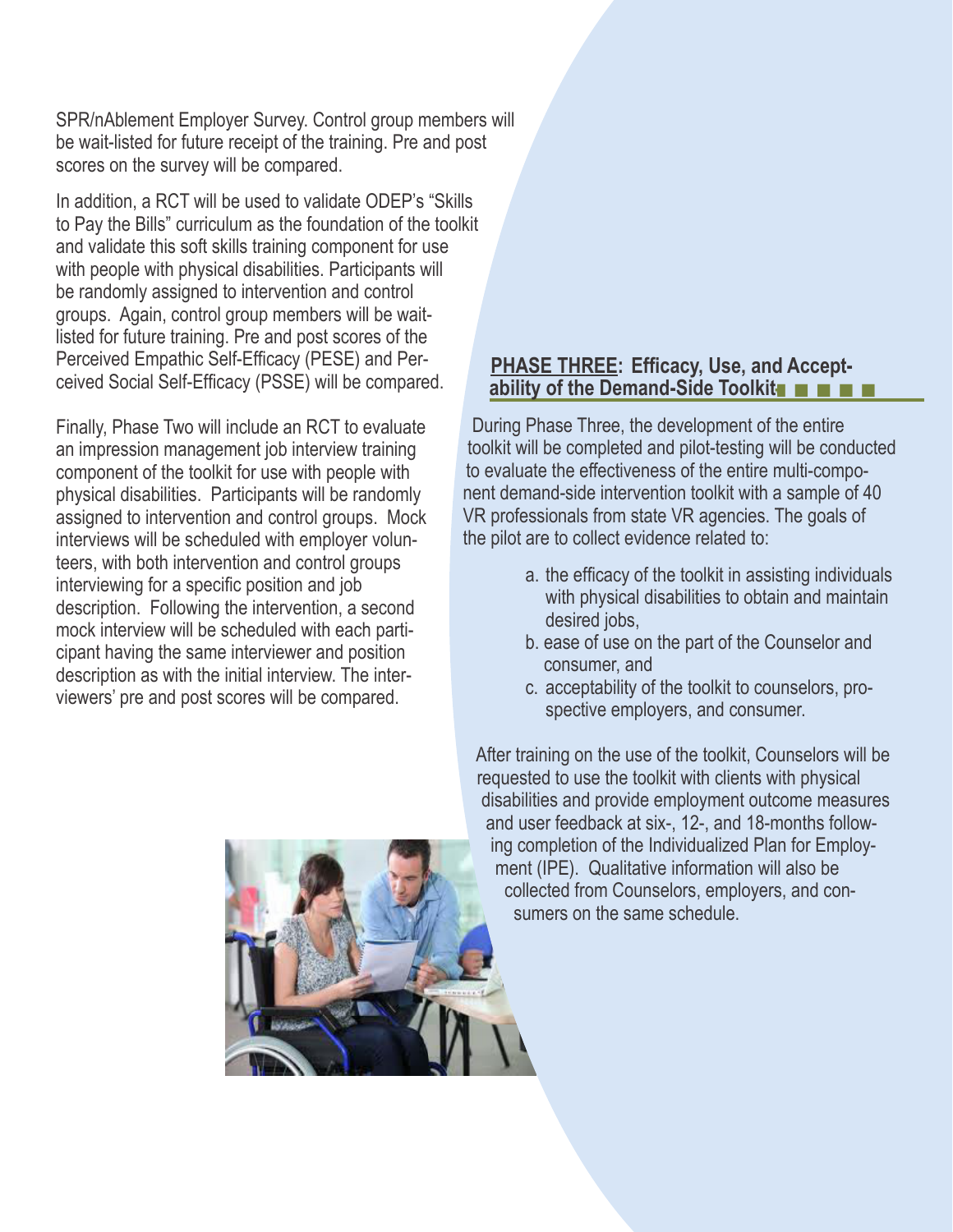SPR/nAblement Employer Survey. Control group members will be wait-listed for future receipt of the training. Pre and post scores on the survey will be compared.

In addition, a RCT will be used to validate ODEP's "Skills to Pay the Bills" curriculum as the foundation of the toolkit and validate this soft skills training component for use with people with physical disabilities. Participants will be randomly assigned to intervention and control groups. Again, control group members will be wait-listed for future training. Pre and post scores of the Perceived Empathic Self-Efficacy (PESE) and Perceived Social Self-Efficacy (PSSE) will be compared.

Finally, Phase Two will include an RCT to evaluate an impression management job interview training component of the toolkit for use with people with physical disabilities. Participants will be randomly assigned to intervention and control groups. Mock interviews will be scheduled with employer volunteers, with both intervention and control groups interviewing for a specific position and job description. Following the intervention, a second mock interview will be scheduled with each participant having the same interviewer and position description as with the initial interview. The interviewers' pre and post scores will be compared.

## PHASE THREE: Efficacy, Use, and Acceptability of the Demand-Side Toolkit

During Phase Three, the development of the entire toolkit will be completed and pilot-testing will be conducted to evaluate the effectiveness of the entire multi-component demand-side intervention toolkit with a sample of 40 VR professionals from state VR agencies. The goals of the pilot are to collect evidence related to:

a. the efficacy of the toolkit in assisting individuals with physical disabilities to obtain and maintain desired jobs,
b. ease of use on the part of the Counselor and consumer, and
c. acceptability of the toolkit to counselors, prospective employers, and consumer.

After training on the use of the toolkit, Counselors will be requested to use the toolkit with clients with physical disabilities and provide employment outcome measures and user feedback at six-, 12-, and 18-months following completion of the Individualized Plan for Employment (IPE). Qualitative information will also be collected from Counselors, employers, and consumers on the same schedule.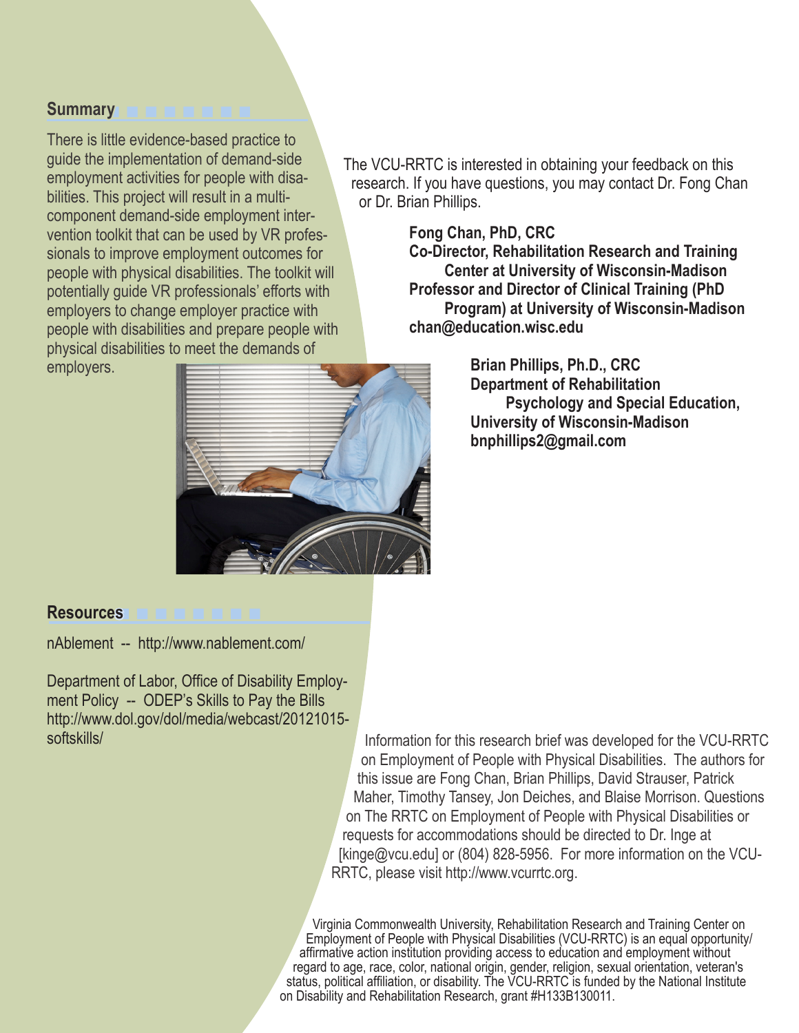## Summary

There is little evidence-based practice to guide the implementation of demand-side employment activities for people with disabilities. This project will result in a multi-component demand-side employment intervention toolkit that can be used by VR professionals to improve employment outcomes for people with physical disabilities. The toolkit will potentially guide VR professionals' efforts with employers to change employer practice with people with disabilities and prepare people with physical disabilities to meet the demands of employers.

The VCU-RRTC is interested in obtaining your feedback on this research. If you have questions, you may contact Dr. Fong Chan or Dr. Brian Phillips.

**Fong Chan, PhD, CRC**
**Co-Director, Rehabilitation Research and Training Center at University of Wisconsin-Madison**
**Professor and Director of Clinical Training (PhD Program) at University of Wisconsin-Madison**
**chan@education.wisc.edu**

**Brian Phillips, Ph.D., CRC**
**Department of Rehabilitation Psychology and Special Education,**
**University of Wisconsin-Madison**
**bnphillips2@gmail.com**

## Resources

nAblement -- http://www.nablement.com/

Department of Labor, Office of Disability Employment Policy -- ODEP's Skills to Pay the Bills http://www.dol.gov/dol/media/webcast/20121015-softskills/

Information for this research brief was developed for the VCU-RRTC on Employment of People with Physical Disabilities. The authors for this issue are Fong Chan, Brian Phillips, David Strauser, Patrick Maher, Timothy Tansey, Jon Deiches, and Blaise Morrison. Questions on The RRTC on Employment of People with Physical Disabilities or requests for accommodations should be directed to Dr. Inge at [kinge@vcu.edu] or (804) 828-5956. For more information on the VCU-RRTC, please visit http://www.vcurrtc.org.

Virginia Commonwealth University, Rehabilitation Research and Training Center on Employment of People with Physical Disabilities (VCU-RRTC) is an equal opportunity/affirmative action institution providing access to education and employment without regard to age, race, color, national origin, gender, religion, sexual orientation, veteran's status, political affiliation, or disability. The VCU-RRTC is funded by the National Institute on Disability and Rehabilitation Research, grant #H133B130011.